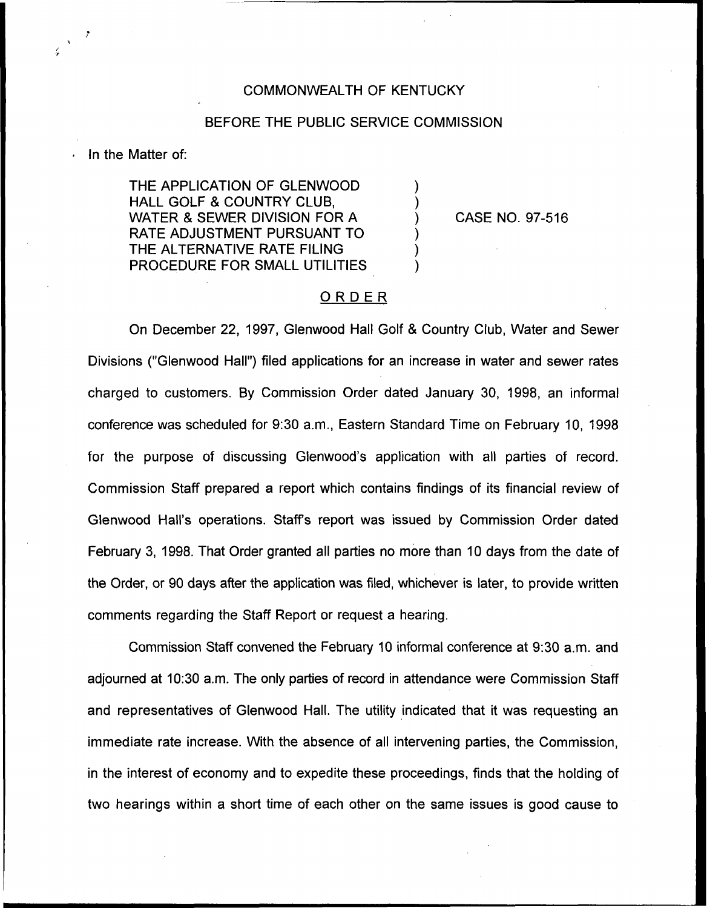COMMONWEALTH OF KENTUCKY

BEFORE THE PUBLIC SERVICE COMMISSION

In the Matter of:

| | | |
|---|---|---|
| THE APPLICATION OF GLENWOOD HALL GOLF & COUNTRY CLUB, WATER & SEWER DIVISION FOR A RATE ADJUSTMENT PURSUANT TO THE ALTERNATIVE RATE FILING PROCEDURE FOR SMALL UTILITIES | ) ) ) ) ) ) | CASE NO. 97-516 |

## ORDER

On December 22, 1997, Glenwood Hall Golf & Country Club, Water and Sewer Divisions ("Glenwood Hall") filed applications for an increase in water and sewer rates charged to customers. By Commission Order dated January 30, 1998, an informal conference was scheduled for 9:30 a.m., Eastern Standard Time on February 10, 1998 for the purpose of discussing Glenwood's application with all parties of record. Commission Staff prepared a report which contains findings of its financial review of Glenwood Hall's operations. Staff's report was issued by Commission Order dated February 3, 1998. That Order granted all parties no more than 10 days from the date of the Order, or 90 days after the application was filed, whichever is later, to provide written comments regarding the Staff Report or request a hearing.

Commission Staff convened the February 10 informal conference at 9:30 a.m. and adjourned at 10:30 a.m. The only parties of record in attendance were Commission Staff and representatives of Glenwood Hall. The utility indicated that it was requesting an immediate rate increase. With the absence of all intervening parties, the Commission, in the interest of economy and to expedite these proceedings, finds that the holding of two hearings within a short time of each other on the same issues is good cause to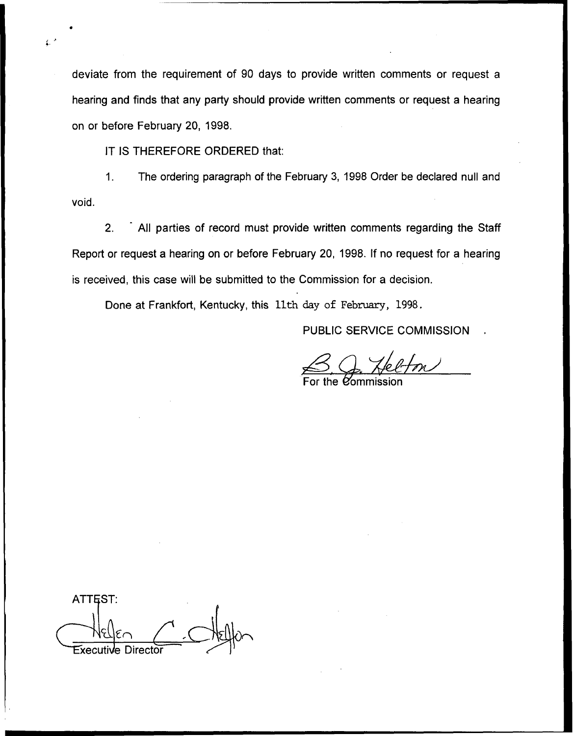deviate from the requirement of 90 days to provide written comments or request a hearing and finds that any party should provide written comments or request a hearing on or before February 20, 1998.

IT IS THEREFORE ORDERED that:

1. The ordering paragraph of the February 3, 1998 Order be declared null and void.

2. All parties of record must provide written comments regarding the Staff Report or request a hearing on or before February 20, 1998. If no request for a hearing is received, this case will be submitted to the Commission for a decision.

Done at Frankfort, Kentucky, this 11th day of February, 1998.

PUBLIC SERVICE COMMISSION

For the Commission

ATTEST:

Executive Director